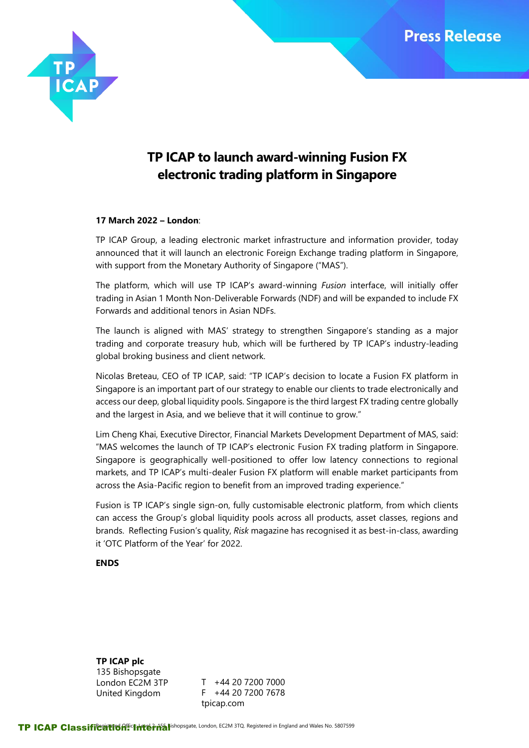Press Release

# TP ICAP to launch award-winning Fusion FX electronic trading platform in Singapore

**17 March 2022 – London**:

TP ICAP Group, a leading electronic market infrastructure and information provider, today announced that it will launch an electronic Foreign Exchange trading platform in Singapore, with support from the Monetary Authority of Singapore ("MAS").

The platform, which will use TP ICAP's award-winning *Fusion* interface, will initially offer trading in Asian 1 Month Non-Deliverable Forwards (NDF) and will be expanded to include FX Forwards and additional tenors in Asian NDFs.

The launch is aligned with MAS' strategy to strengthen Singapore's standing as a major trading and corporate treasury hub, which will be furthered by TP ICAP's industry-leading global broking business and client network.

Nicolas Breteau, CEO of TP ICAP, said: "TP ICAP's decision to locate a Fusion FX platform in Singapore is an important part of our strategy to enable our clients to trade electronically and access our deep, global liquidity pools. Singapore is the third largest FX trading centre globally and the largest in Asia, and we believe that it will continue to grow."

Lim Cheng Khai, Executive Director, Financial Markets Development Department of MAS, said: "MAS welcomes the launch of TP ICAP's electronic Fusion FX trading platform in Singapore. Singapore is geographically well-positioned to offer low latency connections to regional markets, and TP ICAP's multi-dealer Fusion FX platform will enable market participants from across the Asia-Pacific region to benefit from an improved trading experience."

Fusion is TP ICAP's single sign-on, fully customisable electronic platform, from which clients can access the Group's global liquidity pools across all products, asset classes, regions and brands. Reflecting Fusion's quality, *Risk* magazine has recognised it as best-in-class, awarding it 'OTC Platform of the Year' for 2022.

**ENDS**

**TP ICAP plc**
135 Bishopsgate
London EC2M 3TP
United Kingdom

T +44 20 7200 7000
F +44 20 7200 7678
tpicap.com

Registered Office: Level 2, 155 Bishopsgate, London, EC2M 3TQ. Registered in England and Wales No. 5807599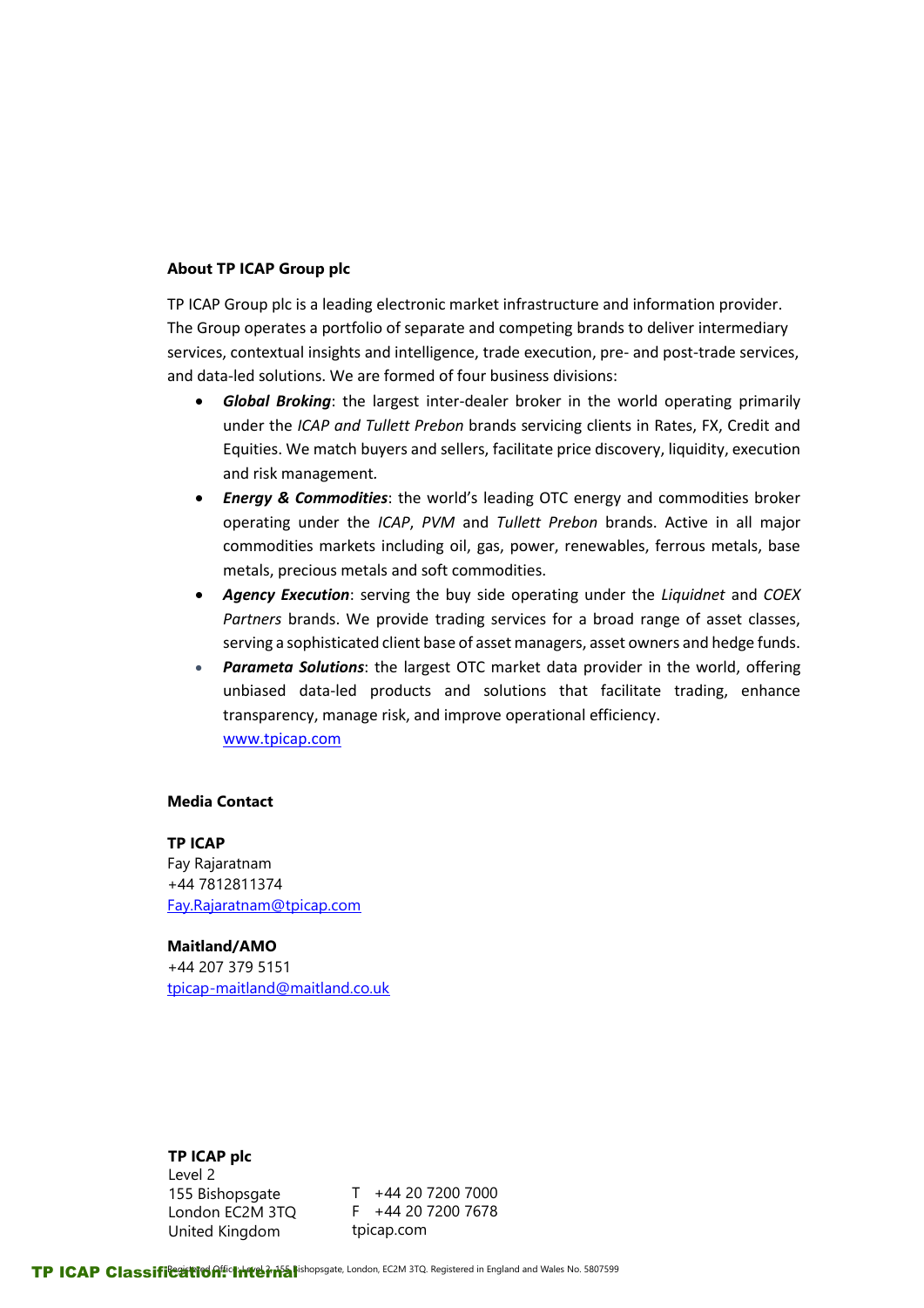**About TP ICAP Group plc**

TP ICAP Group plc is a leading electronic market infrastructure and information provider. The Group operates a portfolio of separate and competing brands to deliver intermediary services, contextual insights and intelligence, trade execution, pre- and post-trade services, and data-led solutions. We are formed of four business divisions:

- ***Global Broking***: the largest inter-dealer broker in the world operating primarily under the *ICAP and Tullett Prebon* brands servicing clients in Rates, FX, Credit and Equities. We match buyers and sellers, facilitate price discovery, liquidity, execution and risk management.
- ***Energy & Commodities***: the world's leading OTC energy and commodities broker operating under the *ICAP*, *PVM* and *Tullett Prebon* brands. Active in all major commodities markets including oil, gas, power, renewables, ferrous metals, base metals, precious metals and soft commodities.
- ***Agency Execution***: serving the buy side operating under the *Liquidnet* and *COEX Partners* brands. We provide trading services for a broad range of asset classes, serving a sophisticated client base of asset managers, asset owners and hedge funds.
- ***Parameta Solutions***: the largest OTC market data provider in the world, offering unbiased data-led products and solutions that facilitate trading, enhance transparency, manage risk, and improve operational efficiency.
  www.tpicap.com

**Media Contact**

**TP ICAP**
Fay Rajaratnam
+44 7812811374
Fay.Rajaratnam@tpicap.com

**Maitland/AMO**
+44 207 379 5151
tpicap-maitland@maitland.co.uk

**TP ICAP plc**
Level 2
155 Bishopsgate
London EC2M 3TQ
United Kingdom

T +44 20 7200 7000
F +44 20 7200 7678
tpicap.com

TP ICAP Classification: Internal

Registered Office: Level 2, 155 Bishopsgate, London, EC2M 3TQ. Registered in England and Wales No. 5807599